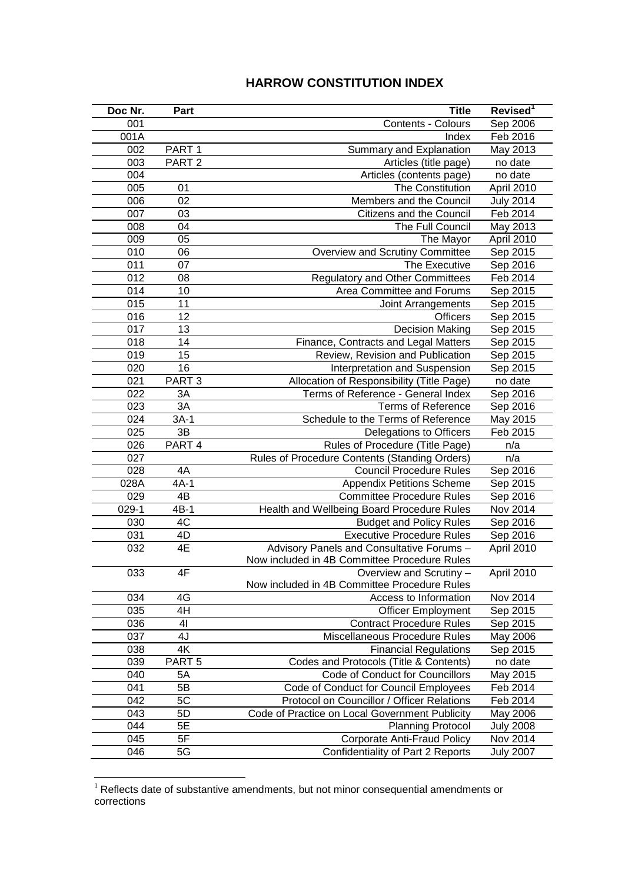# HARROW CONSTITUTION INDEX

| Doc Nr. | Part | Title | Revised[1] |
|---|---|---|---|
| 001 | | Contents - Colours | Sep 2006 |
| 001A | | Index | Feb 2016 |
| 002 | PART 1 | Summary and Explanation | May 2013 |
| 003 | PART 2 | Articles (title page) | no date |
| 004 | | Articles (contents page) | no date |
| 005 | 01 | The Constitution | April 2010 |
| 006 | 02 | Members and the Council | July 2014 |
| 007 | 03 | Citizens and the Council | Feb 2014 |
| 008 | 04 | The Full Council | May 2013 |
| 009 | 05 | The Mayor | April 2010 |
| 010 | 06 | Overview and Scrutiny Committee | Sep 2015 |
| 011 | 07 | The Executive | Sep 2016 |
| 012 | 08 | Regulatory and Other Committees | Feb 2014 |
| 014 | 10 | Area Committee and Forums | Sep 2015 |
| 015 | 11 | Joint Arrangements | Sep 2015 |
| 016 | 12 | Officers | Sep 2015 |
| 017 | 13 | Decision Making | Sep 2015 |
| 018 | 14 | Finance, Contracts and Legal Matters | Sep 2015 |
| 019 | 15 | Review, Revision and Publication | Sep 2015 |
| 020 | 16 | Interpretation and Suspension | Sep 2015 |
| 021 | PART 3 | Allocation of Responsibility (Title Page) | no date |
| 022 | 3A | Terms of Reference - General Index | Sep 2016 |
| 023 | 3A | Terms of Reference | Sep 2016 |
| 024 | 3A-1 | Schedule to the Terms of Reference | May 2015 |
| 025 | 3B | Delegations to Officers | Feb 2015 |
| 026 | PART 4 | Rules of Procedure (Title Page) | n/a |
| 027 | | Rules of Procedure Contents (Standing Orders) | n/a |
| 028 | 4A | Council Procedure Rules | Sep 2016 |
| 028A | 4A-1 | Appendix Petitions Scheme | Sep 2015 |
| 029 | 4B | Committee Procedure Rules | Sep 2016 |
| 029-1 | 4B-1 | Health and Wellbeing Board Procedure Rules | Nov 2014 |
| 030 | 4C | Budget and Policy Rules | Sep 2016 |
| 031 | 4D | Executive Procedure Rules | Sep 2016 |
| 032 | 4E | Advisory Panels and Consultative Forums – Now included in 4B Committee Procedure Rules | April 2010 |
| 033 | 4F | Overview and Scrutiny – Now included in 4B Committee Procedure Rules | April 2010 |
| 034 | 4G | Access to Information | Nov 2014 |
| 035 | 4H | Officer Employment | Sep 2015 |
| 036 | 4I | Contract Procedure Rules | Sep 2015 |
| 037 | 4J | Miscellaneous Procedure Rules | May 2006 |
| 038 | 4K | Financial Regulations | Sep 2015 |
| 039 | PART 5 | Codes and Protocols (Title & Contents) | no date |
| 040 | 5A | Code of Conduct for Councillors | May 2015 |
| 041 | 5B | Code of Conduct for Council Employees | Feb 2014 |
| 042 | 5C | Protocol on Councillor / Officer Relations | Feb 2014 |
| 043 | 5D | Code of Practice on Local Government Publicity | May 2006 |
| 044 | 5E | Planning Protocol | July 2008 |
| 045 | 5F | Corporate Anti-Fraud Policy | Nov 2014 |
| 046 | 5G | Confidentiality of Part 2 Reports | July 2007 |

[1] Reflects date of substantive amendments, but not minor consequential amendments or corrections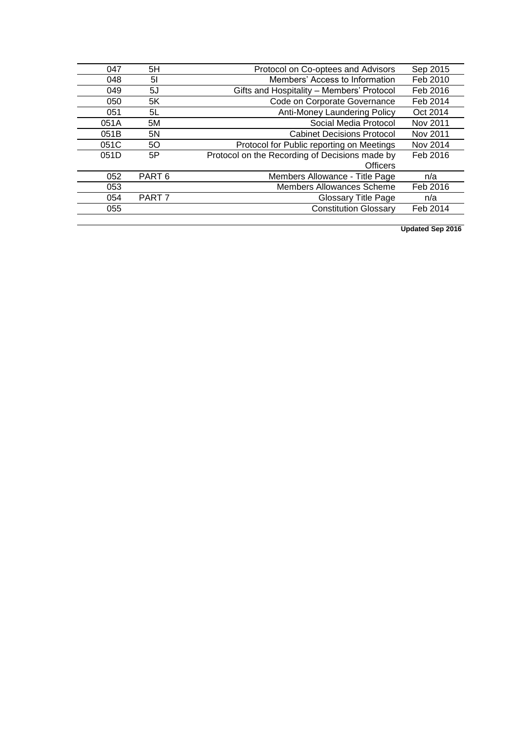| | | | |
|---|---|---|---|
| 047 | 5H | Protocol on Co-optees and Advisors | Sep 2015 |
| 048 | 5I | Members' Access to Information | Feb 2010 |
| 049 | 5J | Gifts and Hospitality – Members' Protocol | Feb 2016 |
| 050 | 5K | Code on Corporate Governance | Feb 2014 |
| 051 | 5L | Anti-Money Laundering Policy | Oct 2014 |
| 051A | 5M | Social Media Protocol | Nov 2011 |
| 051B | 5N | Cabinet Decisions Protocol | Nov 2011 |
| 051C | 5O | Protocol for Public reporting on Meetings | Nov 2014 |
| 051D | 5P | Protocol on the Recording of Decisions made by Officers | Feb 2016 |
| 052 | PART 6 | Members Allowance - Title Page | n/a |
| 053 | | Members Allowances Scheme | Feb 2016 |
| 054 | PART 7 | Glossary Title Page | n/a |
| 055 | | Constitution Glossary | Feb 2014 |

**Updated Sep 2016**